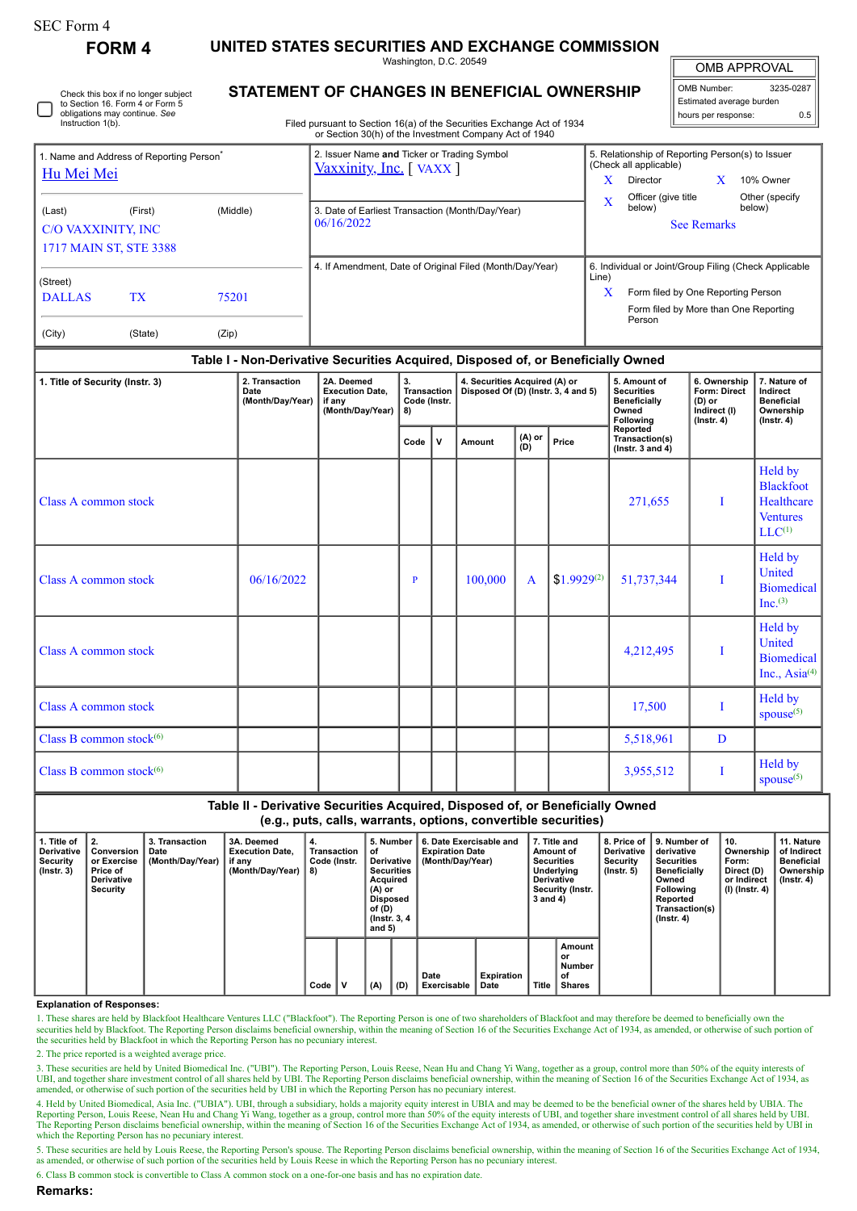SEC Form 4

# FORM 4

## UNITED STATES SECURITIES AND EXCHANGE COMMISSION

Washington, D.C. 20549

## STATEMENT OF CHANGES IN BENEFICIAL OWNERSHIP

Filed pursuant to Section 16(a) of the Securities Exchange Act of 1934 or Section 30(h) of the Investment Company Act of 1940

| OMB APPROVAL | |
|---|---|
| OMB Number: | 3235-0287 |
| Estimated average burden | |
| hours per response: | 0.5 |

☐ Check this box if no longer subject to Section 16. Form 4 or Form 5 obligations may continue. *See* Instruction 1(b).

| 1. Name and Address of Reporting Person* | 2. Issuer Name **and** Ticker or Trading Symbol | 5. Relationship of Reporting Person(s) to Issuer (Check all applicable) |
|---|---|---|
| Hu Mei Mei | Vaxxinity, Inc. [ VAXX ] | X Director / X 10% Owner / X Officer (give title below) / Other (specify below) |
| (Last) (First) (Middle) C/O VAXXINITY, INC 1717 MAIN ST, STE 3388 | 3. Date of Earliest Transaction (Month/Day/Year) 06/16/2022 | See Remarks |
| (Street) DALLAS TX 75201 (City) (State) (Zip) | 4. If Amendment, Date of Original Filed (Month/Day/Year) | 6. Individual or Joint/Group Filing (Check Applicable Line) X Form filed by One Reporting Person / Form filed by More than One Reporting Person |

### Table I - Non-Derivative Securities Acquired, Disposed of, or Beneficially Owned

| 1. Title of Security (Instr. 3) | 2. Transaction Date (Month/Day/Year) | 2A. Deemed Execution Date, if any (Month/Day/Year) | 3. Transaction Code (Instr. 8) | | 4. Securities Acquired (A) or Disposed Of (D) (Instr. 3, 4 and 5) | | | 5. Amount of Securities Beneficially Owned Following Reported Transaction(s) (Instr. 3 and 4) | 6. Ownership Form: Direct (D) or Indirect (I) (Instr. 4) | 7. Nature of Indirect Beneficial Ownership (Instr. 4) |
|---|---|---|---|---|---|---|---|---|---|---|
| | | | Code | V | Amount | (A) or (D) | Price | | | |
| Class A common stock | | | | | | | | 271,655 | I | Held by Blackfoot Healthcare Ventures LLC[(1)] |
| Class A common stock | 06/16/2022 | | P | | 100,000 | A | $1.9929[(2)] | 51,737,344 | I | Held by United Biomedical Inc.[(3)] |
| Class A common stock | | | | | | | | 4,212,495 | I | Held by United Biomedical Inc., Asia[(4)] |
| Class A common stock | | | | | | | | 17,500 | I | Held by spouse[(5)] |
| Class B common stock[(6)] | | | | | | | | 5,518,961 | D | |
| Class B common stock[(6)] | | | | | | | | 3,955,512 | I | Held by spouse[(5)] |

### Table II - Derivative Securities Acquired, Disposed of, or Beneficially Owned (e.g., puts, calls, warrants, options, convertible securities)

| 1. Title of Derivative Security (Instr. 3) | 2. Conversion or Exercise Price of Derivative Security | 3. Transaction Date (Month/Day/Year) | 3A. Deemed Execution Date, if any (Month/Day/Year) | 4. Transaction Code (Instr. 8) | | 5. Number of Derivative Securities Acquired (A) or Disposed of (D) (Instr. 3, 4 and 5) | | 6. Date Exercisable and Expiration Date (Month/Day/Year) | | 7. Title and Amount of Securities Underlying Derivative Security (Instr. 3 and 4) | | 8. Price of Derivative Security (Instr. 5) | 9. Number of derivative Securities Beneficially Owned Following Reported Transaction(s) (Instr. 4) | 10. Ownership Form: Direct (D) or Indirect (I) (Instr. 4) | 11. Nature of Indirect Beneficial Ownership (Instr. 4) |
|---|---|---|---|---|---|---|---|---|---|---|---|---|---|---|---|
| | | | | Code | V | (A) | (D) | Date Exercisable | Expiration Date | Title | Amount or Number of Shares | | | | |

**Explanation of Responses:**

1. These shares are held by Blackfoot Healthcare Ventures LLC ("Blackfoot"). The Reporting Person is one of two shareholders of Blackfoot and may therefore be deemed to beneficially own the securities held by Blackfoot. The Reporting Person disclaims beneficial ownership, within the meaning of Section 16 of the Securities Exchange Act of 1934, as amended, or otherwise of such portion of the securities held by Blackfoot in which the Reporting Person has no pecuniary interest.

2. The price reported is a weighted average price.

3. These securities are held by United Biomedical Inc. ("UBI"). The Reporting Person, Louis Reese, Nean Hu and Chang Yi Wang, together as a group, control more than 50% of the equity interests of UBI, and together share investment control of all shares held by UBI. The Reporting Person disclaims beneficial ownership, within the meaning of Section 16 of the Securities Exchange Act of 1934, as amended, or otherwise of such portion of the securities held by UBI in which the Reporting Person has no pecuniary interest.

4. Held by United Biomedical, Asia Inc. ("UBIA"). UBI, through a subsidiary, holds a majority equity interest in UBIA and may be deemed to be the beneficial owner of the shares held by UBIA. The Reporting Person, Louis Reese, Nean Hu and Chang Yi Wang, together as a group, control more than 50% of the equity interests of UBI, and together share investment control of all shares held by UBI. The Reporting Person disclaims beneficial ownership, within the meaning of Section 16 of the Securities Exchange Act of 1934, as amended, or otherwise of such portion of the securities held by UBI in which the Reporting Person has no pecuniary interest.

5. These securities are held by Louis Reese, the Reporting Person's spouse. The Reporting Person disclaims beneficial ownership, within the meaning of Section 16 of the Securities Exchange Act of 1934, as amended, or otherwise of such portion of the securities held by Louis Reese in which the Reporting Person has no pecuniary interest.

6. Class B common stock is convertible to Class A common stock on a one-for-one basis and has no expiration date.

**Remarks:**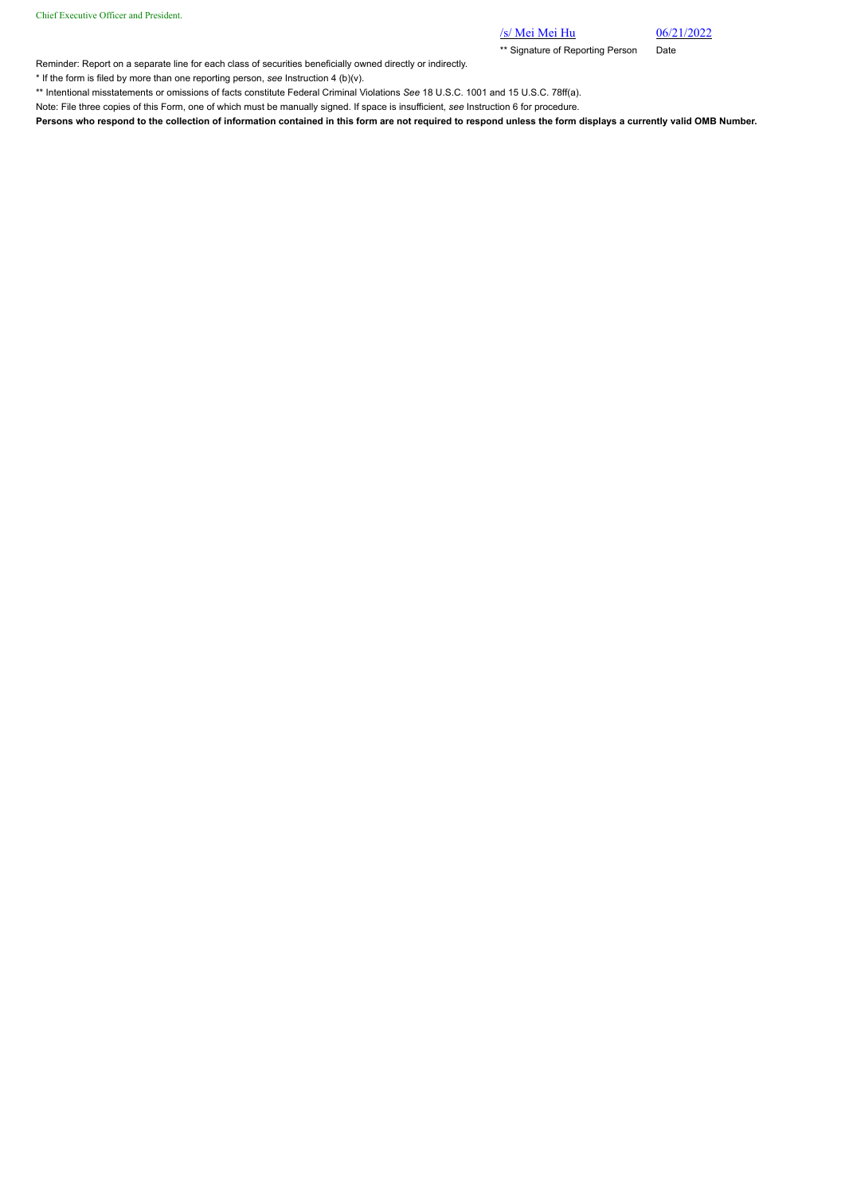Chief Executive Officer and President.

| | |
|---|---|
| /s/ Mei Mei Hu | 06/21/2022 |
| ** Signature of Reporting Person | Date |

Reminder: Report on a separate line for each class of securities beneficially owned directly or indirectly.

* If the form is filed by more than one reporting person, *see* Instruction 4 (b)(v).

** Intentional misstatements or omissions of facts constitute Federal Criminal Violations *See* 18 U.S.C. 1001 and 15 U.S.C. 78ff(a).

Note: File three copies of this Form, one of which must be manually signed. If space is insufficient, *see* Instruction 6 for procedure.

**Persons who respond to the collection of information contained in this form are not required to respond unless the form displays a currently valid OMB Number.**